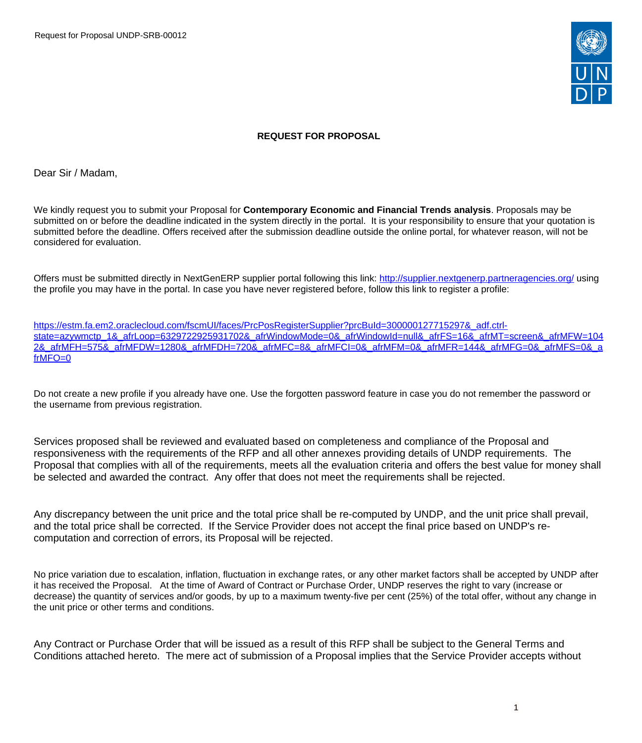**REQUEST FOR PROPOSAL**

Dear Sir / Madam,

We kindly request you to submit your Proposal for **Contemporary Economic and Financial Trends analysis**. Proposals may be submitted on or before the deadline indicated in the system directly in the portal. It is your responsibility to ensure that your quotation is submitted before the deadline. Offers received after the submission deadline outside the online portal, for whatever reason, will not be considered for evaluation.

Offers must be submitted directly in NextGenERP supplier portal following this link: [http://supplier.nextgenerp.partneragencies.org/](http://supplier.nextgenerp.partneragencies.org/) using the profile you may have in the portal. In case you have never registered before, follow this link to register a profile:

[https://estm.fa.em2.oraclecloud.com/fscmUI/faces/PrcPosRegisterSupplier?prcBuId=300000127715297&_adf.ctrl-state=azywmctp_1&_afrLoop=6329722925931702&_afrWindowMode=0&_afrWindowId=null&_afrFS=16&_afrMT=screen&_afrMFW=1042&_afrMFH=575&_afrMFDW=1280&_afrMFDH=720&_afrMFC=8&_afrMFCI=0&_afrMFM=0&_afrMFR=144&_afrMFG=0&_afrMFS=0&_afrMFO=0](https://estm.fa.em2.oraclecloud.com/fscmUI/faces/PrcPosRegisterSupplier?prcBuId=300000127715297&_adf.ctrl-state=azywmctp_1&_afrLoop=6329722925931702&_afrWindowMode=0&_afrWindowId=null&_afrFS=16&_afrMT=screen&_afrMFW=1042&_afrMFH=575&_afrMFDW=1280&_afrMFDH=720&_afrMFC=8&_afrMFCI=0&_afrMFM=0&_afrMFR=144&_afrMFG=0&_afrMFS=0&_afrMFO=0)

Do not create a new profile if you already have one. Use the forgotten password feature in case you do not remember the password or the username from previous registration.

Services proposed shall be reviewed and evaluated based on completeness and compliance of the Proposal and responsiveness with the requirements of the RFP and all other annexes providing details of UNDP requirements. The Proposal that complies with all of the requirements, meets all the evaluation criteria and offers the best value for money shall be selected and awarded the contract. Any offer that does not meet the requirements shall be rejected.

Any discrepancy between the unit price and the total price shall be re-computed by UNDP, and the unit price shall prevail, and the total price shall be corrected. If the Service Provider does not accept the final price based on UNDP's re-computation and correction of errors, its Proposal will be rejected.

No price variation due to escalation, inflation, fluctuation in exchange rates, or any other market factors shall be accepted by UNDP after it has received the Proposal. At the time of Award of Contract or Purchase Order, UNDP reserves the right to vary (increase or decrease) the quantity of services and/or goods, by up to a maximum twenty-five per cent (25%) of the total offer, without any change in the unit price or other terms and conditions.

Any Contract or Purchase Order that will be issued as a result of this RFP shall be subject to the General Terms and Conditions attached hereto. The mere act of submission of a Proposal implies that the Service Provider accepts without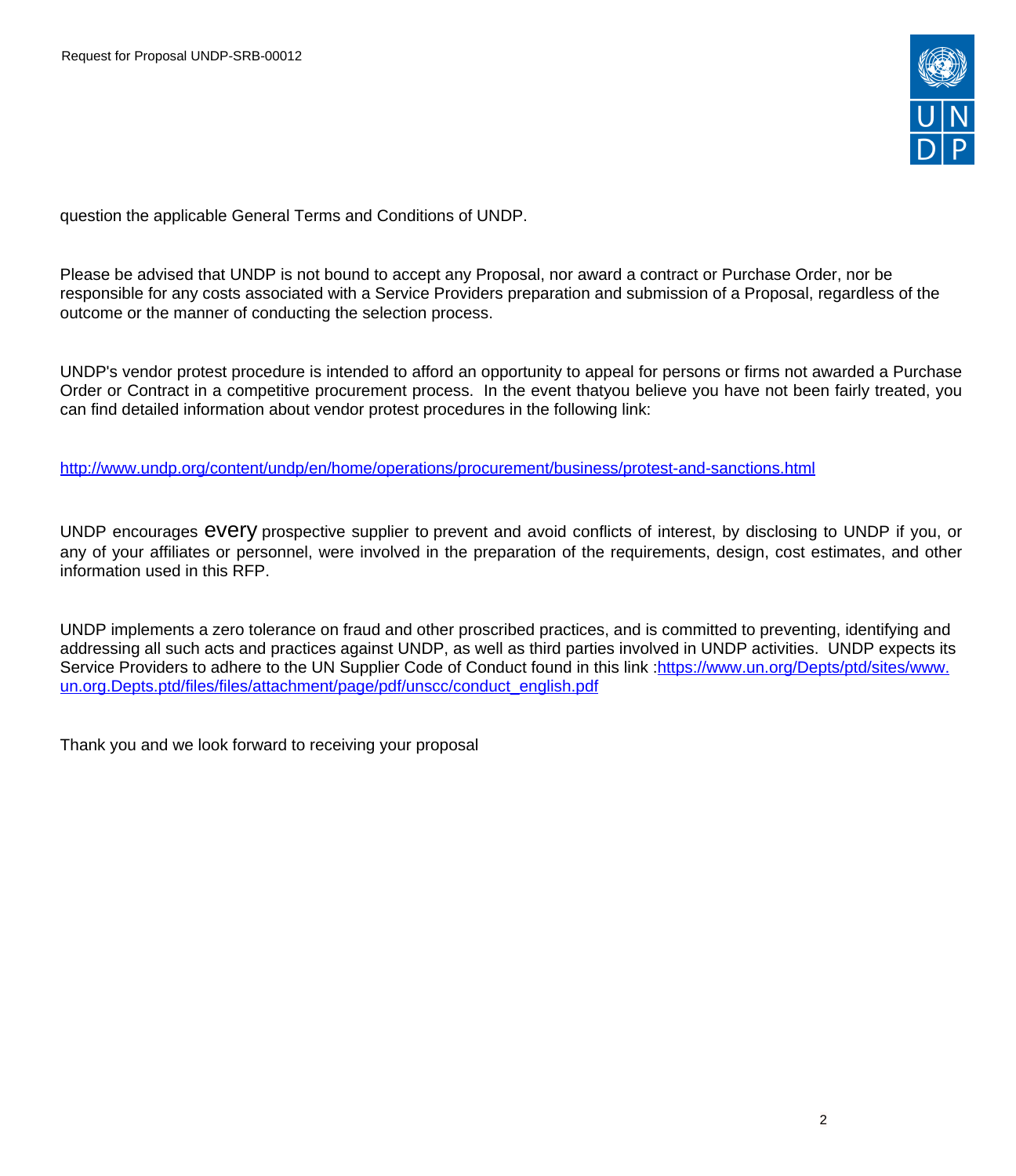question the applicable General Terms and Conditions of UNDP.

Please be advised that UNDP is not bound to accept any Proposal, nor award a contract or Purchase Order, nor be responsible for any costs associated with a Service Providers preparation and submission of a Proposal, regardless of the outcome or the manner of conducting the selection process.

UNDP's vendor protest procedure is intended to afford an opportunity to appeal for persons or firms not awarded a Purchase Order or Contract in a competitive procurement process. In the event thatyou believe you have not been fairly treated, you can find detailed information about vendor protest procedures in the following link:

http://www.undp.org/content/undp/en/home/operations/procurement/business/protest-and-sanctions.html

UNDP encourages every prospective supplier to prevent and avoid conflicts of interest, by disclosing to UNDP if you, or any of your affiliates or personnel, were involved in the preparation of the requirements, design, cost estimates, and other information used in this RFP.

UNDP implements a zero tolerance on fraud and other proscribed practices, and is committed to preventing, identifying and addressing all such acts and practices against UNDP, as well as third parties involved in UNDP activities. UNDP expects its Service Providers to adhere to the UN Supplier Code of Conduct found in this link :https://www.un.org/Depts/ptd/sites/www.un.org.Depts.ptd/files/files/attachment/page/pdf/unscc/conduct_english.pdf

Thank you and we look forward to receiving your proposal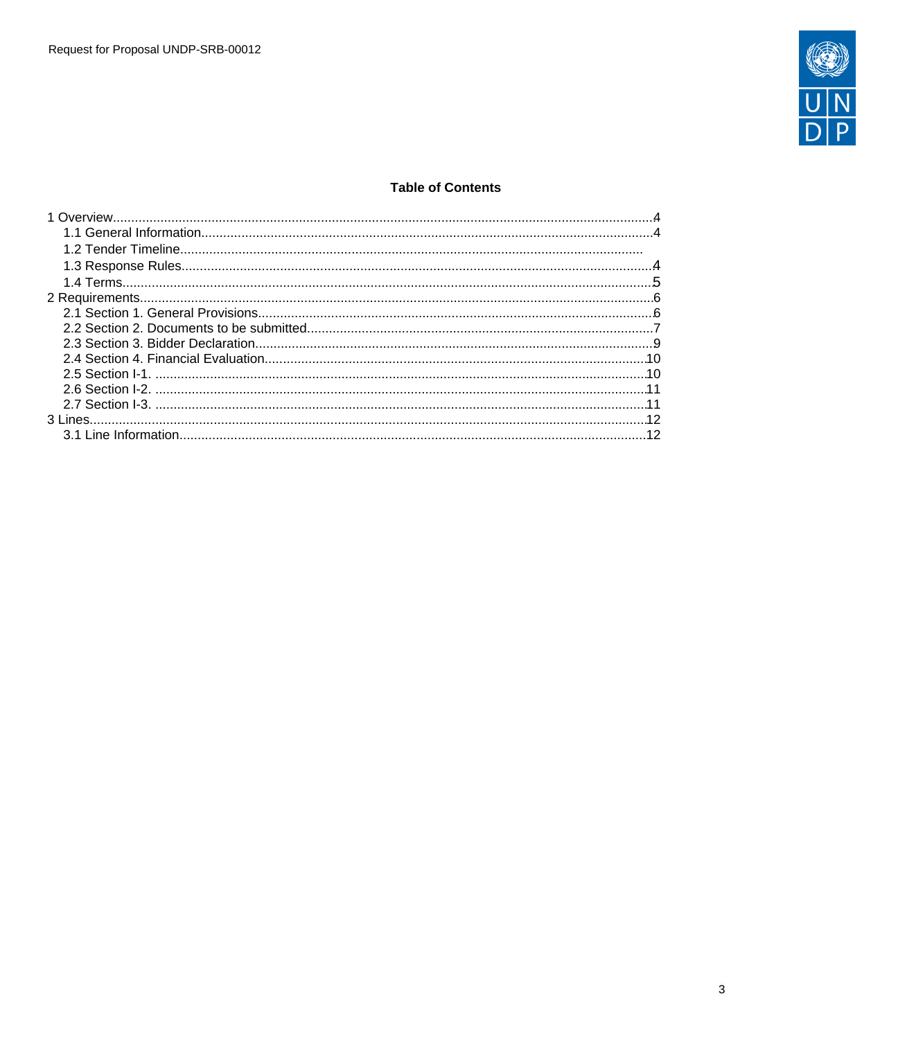**Table of Contents**

1 Overview....................................................................................................................................4
  1.1 General Information...........................................................................................................4
  1.2 Tender Timeline...............................................................................................................
  1.3 Response Rules.................................................................................................................4
  1.4 Terms.................................................................................................................................5
2 Requirements...........................................................................................................................6
  2.1 Section 1. General Provisions............................................................................................6
  2.2 Section 2. Documents to be submitted...............................................................................7
  2.3 Section 3. Bidder Declaration.............................................................................................9
  2.4 Section 4. Financial Evaluation.........................................................................................10
  2.5 Section I-1. .......................................................................................................................10
  2.6 Section I-2. .......................................................................................................................11
  2.7 Section I-3. .......................................................................................................................11
3 Lines........................................................................................................................................12
  3.1 Line Information...............................................................................................................12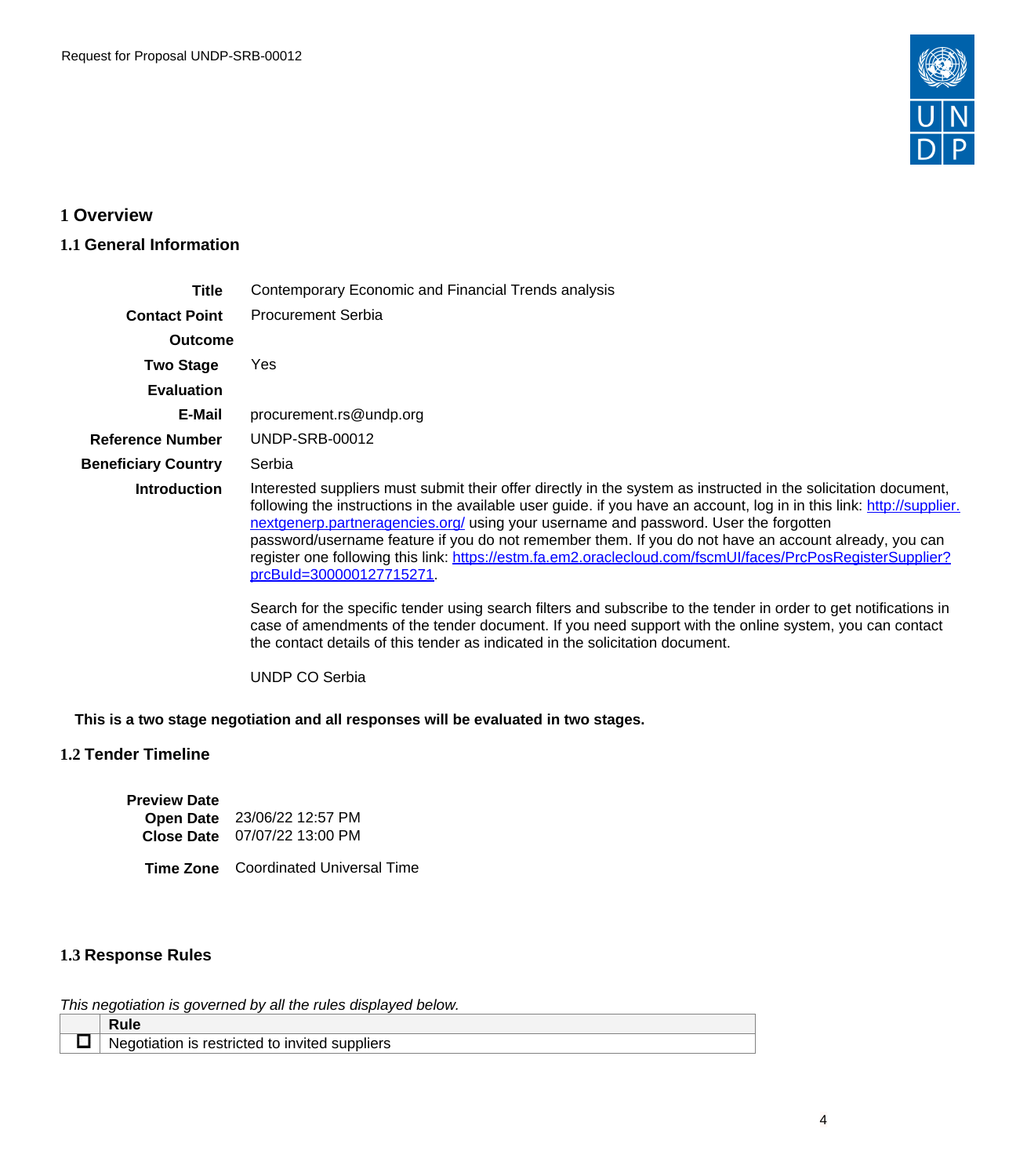# 1 Overview

## 1.1 General Information

| | |
|---|---|
| **Title** | Contemporary Economic and Financial Trends analysis |
| **Contact Point** | Procurement Serbia |
| **Outcome** | |
| **Two Stage** | Yes |
| **Evaluation** | |
| **E-Mail** | procurement.rs@undp.org |
| **Reference Number** | UNDP-SRB-00012 |
| **Beneficiary Country** | Serbia |
| **Introduction** | Interested suppliers must submit their offer directly in the system as instructed in the solicitation document, following the instructions in the available user guide. if you have an account, log in in this link: http://supplier.nextgenerp.partneragencies.org/ using your username and password. User the forgotten password/username feature if you do not remember them. If you do not have an account already, you can register one following this link: https://estm.fa.em2.oraclecloud.com/fscmUI/faces/PrcPosRegisterSupplier?prcBuId=300000127715271.<br><br>Search for the specific tender using search filters and subscribe to the tender in order to get notifications in case of amendments of the tender document. If you need support with the online system, you can contact the contact details of this tender as indicated in the solicitation document.<br><br>UNDP CO Serbia |

**This is a two stage negotiation and all responses will be evaluated in two stages.**

## 1.2 Tender Timeline

| | |
|---|---|
| **Preview Date** | |
| **Open Date** | 23/06/22 12:57 PM |
| **Close Date** | 07/07/22 13:00 PM |
| **Time Zone** | Coordinated Universal Time |

## 1.3 Response Rules

*This negotiation is governed by all the rules displayed below.*

| | Rule |
|---|---|
| ☐ | Negotiation is restricted to invited suppliers |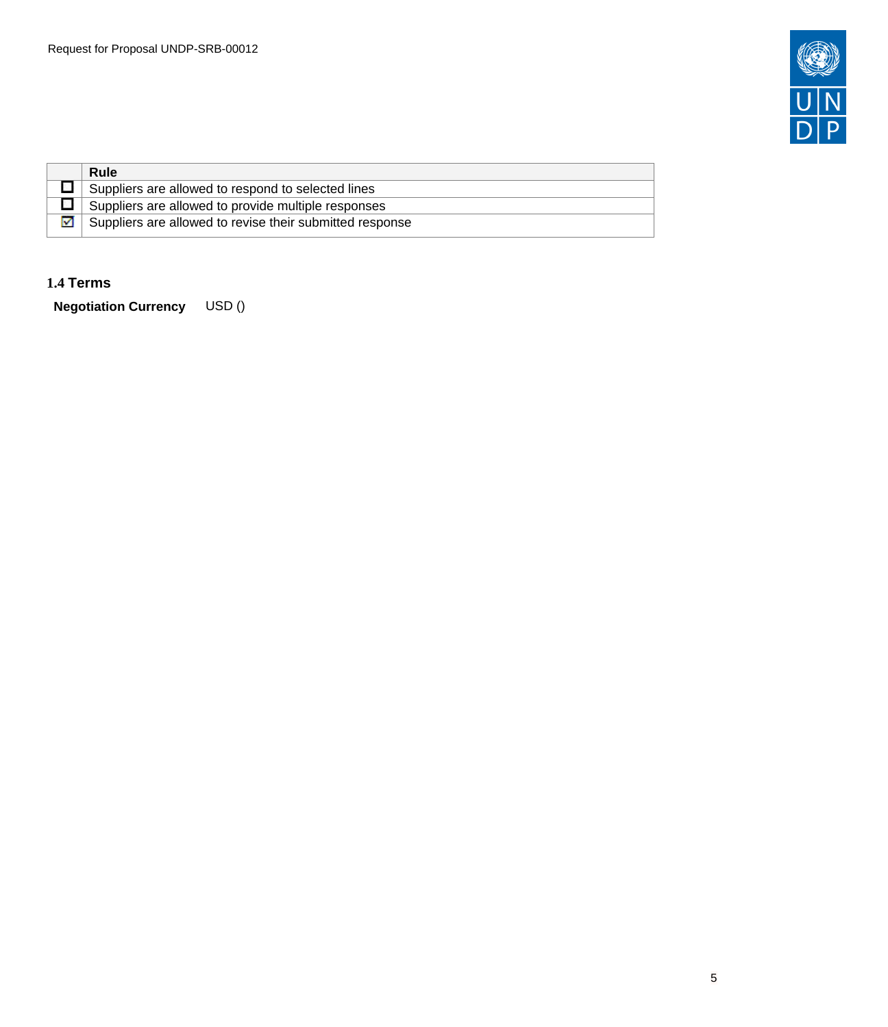|  | Rule |
|---|---|
| ☐ | Suppliers are allowed to respond to selected lines |
| ☐ | Suppliers are allowed to provide multiple responses |
| ☑ | Suppliers are allowed to revise their submitted response |

## 1.4 Terms

**Negotiation Currency** USD ()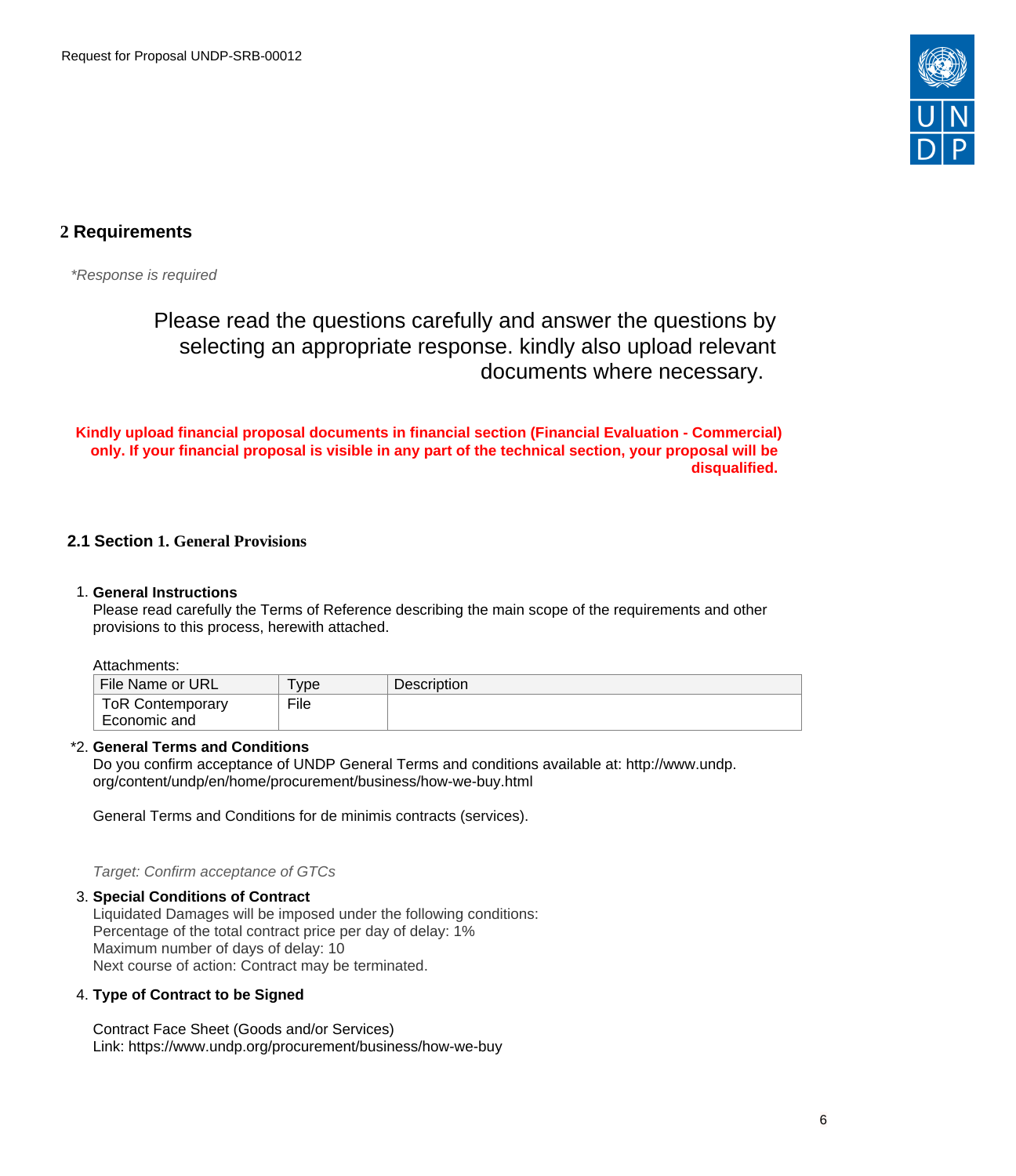## 2 Requirements

*\*Response is required*

Please read the questions carefully and answer the questions by selecting an appropriate response. kindly also upload relevant documents where necessary.

**Kindly upload financial proposal documents in financial section (Financial Evaluation - Commercial) only. If your financial proposal is visible in any part of the technical section, your proposal will be disqualified.**

### 2.1 Section 1. General Provisions

1. **General Instructions**
   Please read carefully the Terms of Reference describing the main scope of the requirements and other provisions to this process, herewith attached.

   Attachments:

   | File Name or URL | Type | Description |
   |---|---|---|
   | ToR Contemporary Economic and | File | |

*2. **General Terms and Conditions**
   Do you confirm acceptance of UNDP General Terms and conditions available at: http://www.undp.org/content/undp/en/home/procurement/business/how-we-buy.html

   General Terms and Conditions for de minimis contracts (services).

   *Target: Confirm acceptance of GTCs*

3. **Special Conditions of Contract**
   Liquidated Damages will be imposed under the following conditions:
   Percentage of the total contract price per day of delay: 1%
   Maximum number of days of delay: 10
   Next course of action: Contract may be terminated.

4. **Type of Contract to be Signed**

   Contract Face Sheet (Goods and/or Services)
   Link: https://www.undp.org/procurement/business/how-we-buy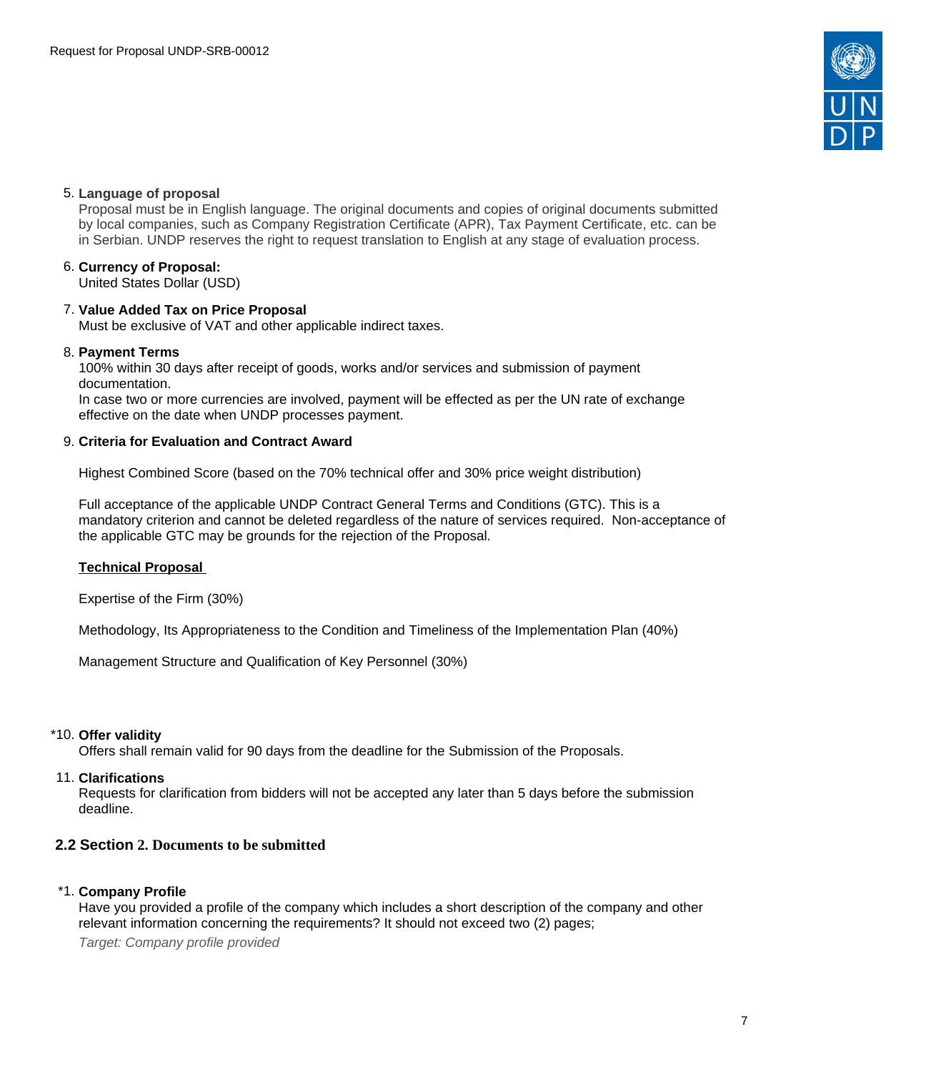5. **Language of proposal**
   Proposal must be in English language. The original documents and copies of original documents submitted by local companies, such as Company Registration Certificate (APR), Tax Payment Certificate, etc. can be in Serbian. UNDP reserves the right to request translation to English at any stage of evaluation process.

6. **Currency of Proposal:**
   United States Dollar (USD)

7. **Value Added Tax on Price Proposal**
   Must be exclusive of VAT and other applicable indirect taxes.

8. **Payment Terms**
   100% within 30 days after receipt of goods, works and/or services and submission of payment documentation.
   In case two or more currencies are involved, payment will be effected as per the UN rate of exchange effective on the date when UNDP processes payment.

9. **Criteria for Evaluation and Contract Award**

   Highest Combined Score (based on the 70% technical offer and 30% price weight distribution)

   Full acceptance of the applicable UNDP Contract General Terms and Conditions (GTC). This is a mandatory criterion and cannot be deleted regardless of the nature of services required. Non-acceptance of the applicable GTC may be grounds for the rejection of the Proposal.

   **Technical Proposal**

   Expertise of the Firm (30%)

   Methodology, Its Appropriateness to the Condition and Timeliness of the Implementation Plan (40%)

   Management Structure and Qualification of Key Personnel (30%)

*10. **Offer validity**
   Offers shall remain valid for 90 days from the deadline for the Submission of the Proposals.

11. **Clarifications**
   Requests for clarification from bidders will not be accepted any later than 5 days before the submission deadline.

## 2.2 Section 2. Documents to be submitted

*1. **Company Profile**
   Have you provided a profile of the company which includes a short description of the company and other relevant information concerning the requirements? It should not exceed two (2) pages;

   *Target: Company profile provided*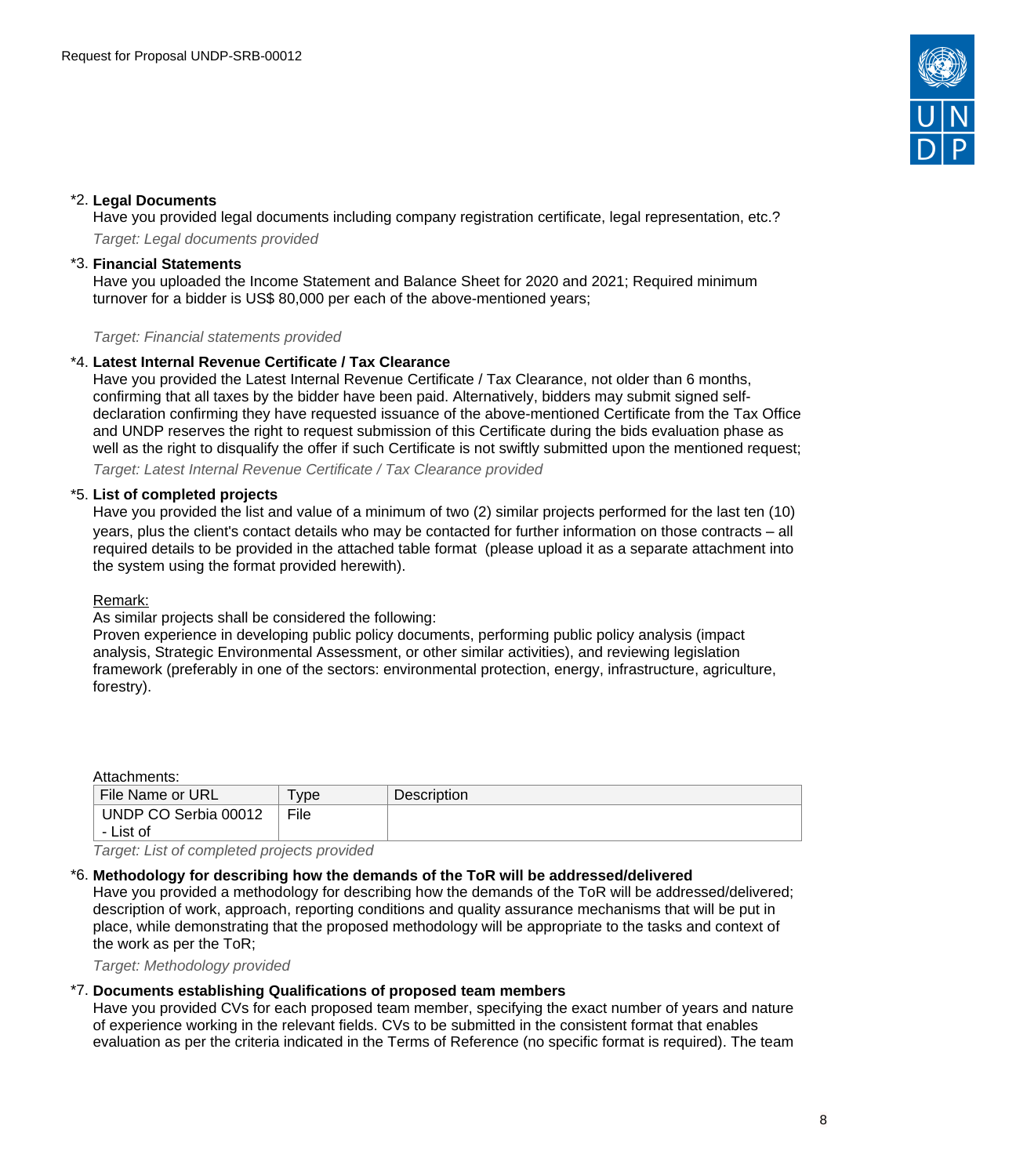*2. **Legal Documents**

Have you provided legal documents including company registration certificate, legal representation, etc.?

*Target: Legal documents provided*

*3. **Financial Statements**

Have you uploaded the Income Statement and Balance Sheet for 2020 and 2021; Required minimum turnover for a bidder is US$ 80,000 per each of the above-mentioned years;

*Target: Financial statements provided*

*4. **Latest Internal Revenue Certificate / Tax Clearance**

Have you provided the Latest Internal Revenue Certificate / Tax Clearance, not older than 6 months, confirming that all taxes by the bidder have been paid. Alternatively, bidders may submit signed self-declaration confirming they have requested issuance of the above-mentioned Certificate from the Tax Office and UNDP reserves the right to request submission of this Certificate during the bids evaluation phase as well as the right to disqualify the offer if such Certificate is not swiftly submitted upon the mentioned request;

*Target: Latest Internal Revenue Certificate / Tax Clearance provided*

*5. **List of completed projects**

Have you provided the list and value of a minimum of two (2) similar projects performed for the last ten (10) years, plus the client's contact details who may be contacted for further information on those contracts – all required details to be provided in the attached table format (please upload it as a separate attachment into the system using the format provided herewith).

<u>Remark:</u>

As similar projects shall be considered the following:

Proven experience in developing public policy documents, performing public policy analysis (impact analysis, Strategic Environmental Assessment, or other similar activities), and reviewing legislation framework (preferably in one of the sectors: environmental protection, energy, infrastructure, agriculture, forestry).

Attachments:

| File Name or URL | Type | Description |
|---|---|---|
| UNDP CO Serbia 00012 - List of | File | |

*Target: List of completed projects provided*

*6. **Methodology for describing how the demands of the ToR will be addressed/delivered**

Have you provided a methodology for describing how the demands of the ToR will be addressed/delivered; description of work, approach, reporting conditions and quality assurance mechanisms that will be put in place, while demonstrating that the proposed methodology will be appropriate to the tasks and context of the work as per the ToR;

*Target: Methodology provided*

*7. **Documents establishing Qualifications of proposed team members**

Have you provided CVs for each proposed team member, specifying the exact number of years and nature of experience working in the relevant fields. CVs to be submitted in the consistent format that enables evaluation as per the criteria indicated in the Terms of Reference (no specific format is required). The team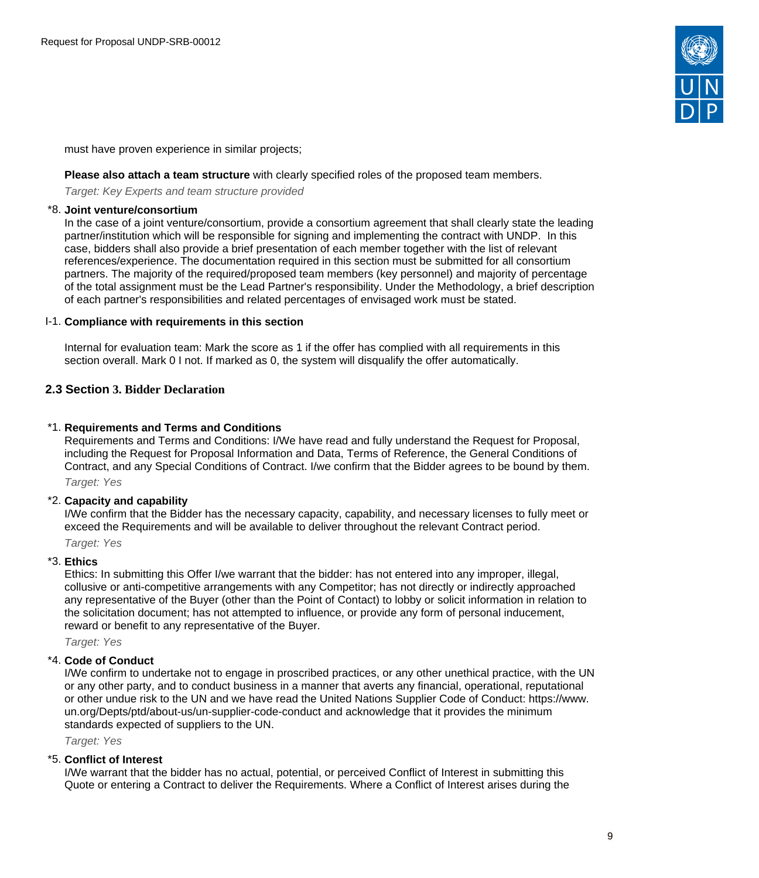must have proven experience in similar projects;

**Please also attach a team structure** with clearly specified roles of the proposed team members.

*Target: Key Experts and team structure provided*

*8. **Joint venture/consortium**

In the case of a joint venture/consortium, provide a consortium agreement that shall clearly state the leading partner/institution which will be responsible for signing and implementing the contract with UNDP. In this case, bidders shall also provide a brief presentation of each member together with the list of relevant references/experience. The documentation required in this section must be submitted for all consortium partners. The majority of the required/proposed team members (key personnel) and majority of percentage of the total assignment must be the Lead Partner's responsibility. Under the Methodology, a brief description of each partner's responsibilities and related percentages of envisaged work must be stated.

I-1. **Compliance with requirements in this section**

Internal for evaluation team: Mark the score as 1 if the offer has complied with all requirements in this section overall. Mark 0 I not. If marked as 0, the system will disqualify the offer automatically.

## 2.3 Section 3. Bidder Declaration

*1. **Requirements and Terms and Conditions**

Requirements and Terms and Conditions: I/We have read and fully understand the Request for Proposal, including the Request for Proposal Information and Data, Terms of Reference, the General Conditions of Contract, and any Special Conditions of Contract. I/we confirm that the Bidder agrees to be bound by them.

*Target: Yes*

*2. **Capacity and capability**

I/We confirm that the Bidder has the necessary capacity, capability, and necessary licenses to fully meet or exceed the Requirements and will be available to deliver throughout the relevant Contract period.

*Target: Yes*

*3. **Ethics**

Ethics: In submitting this Offer I/we warrant that the bidder: has not entered into any improper, illegal, collusive or anti-competitive arrangements with any Competitor; has not directly or indirectly approached any representative of the Buyer (other than the Point of Contact) to lobby or solicit information in relation to the solicitation document; has not attempted to influence, or provide any form of personal inducement, reward or benefit to any representative of the Buyer.

*Target: Yes*

*4. **Code of Conduct**

I/We confirm to undertake not to engage in proscribed practices, or any other unethical practice, with the UN or any other party, and to conduct business in a manner that averts any financial, operational, reputational or other undue risk to the UN and we have read the United Nations Supplier Code of Conduct: https://www.un.org/Depts/ptd/about-us/un-supplier-code-conduct and acknowledge that it provides the minimum standards expected of suppliers to the UN.

*Target: Yes*

*5. **Conflict of Interest**

I/We warrant that the bidder has no actual, potential, or perceived Conflict of Interest in submitting this Quote or entering a Contract to deliver the Requirements. Where a Conflict of Interest arises during the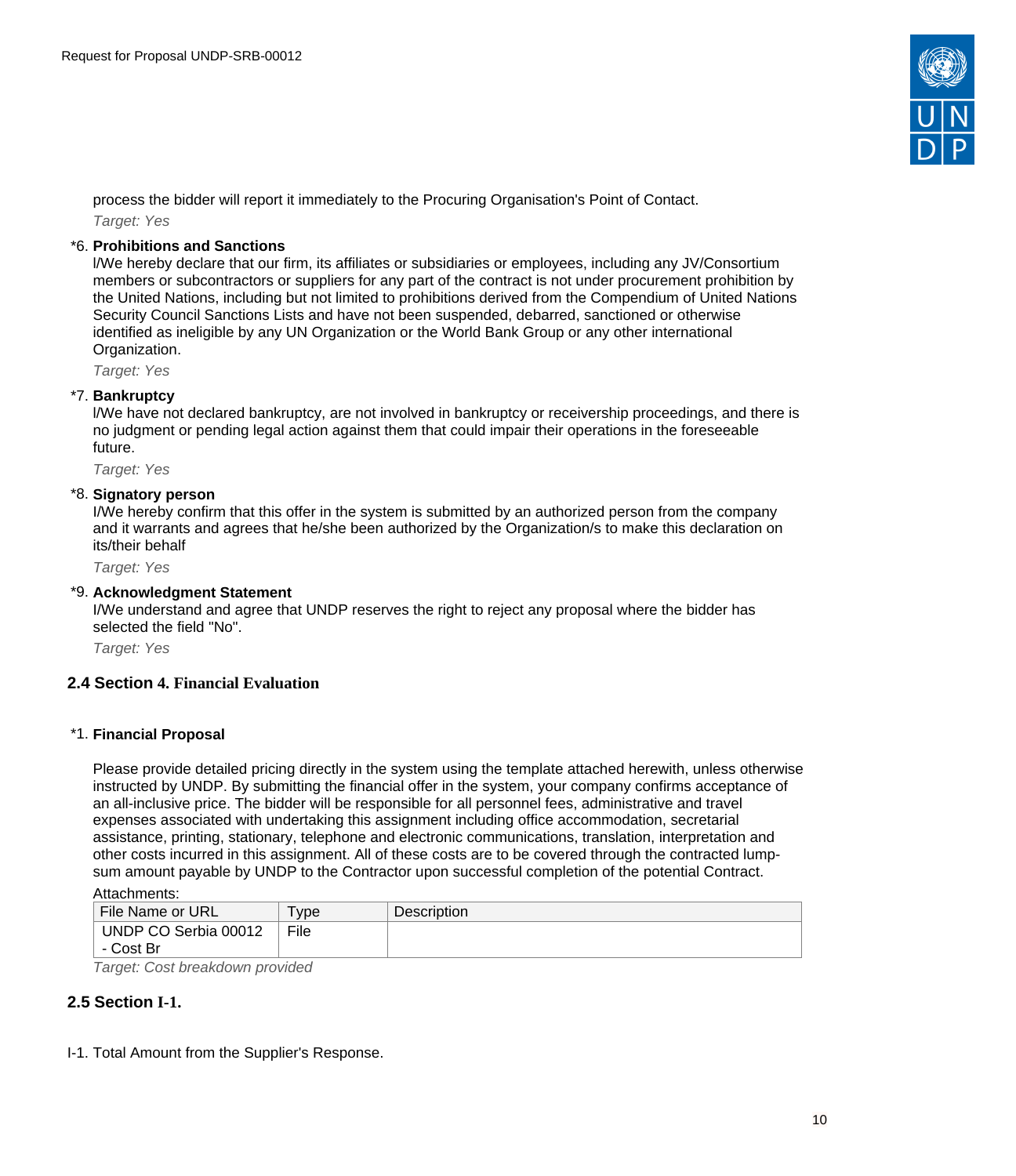process the bidder will report it immediately to the Procuring Organisation's Point of Contact.

*Target: Yes*

*6. **Prohibitions and Sanctions**

l/We hereby declare that our firm, its affiliates or subsidiaries or employees, including any JV/Consortium members or subcontractors or suppliers for any part of the contract is not under procurement prohibition by the United Nations, including but not limited to prohibitions derived from the Compendium of United Nations Security Council Sanctions Lists and have not been suspended, debarred, sanctioned or otherwise identified as ineligible by any UN Organization or the World Bank Group or any other international Organization.

*Target: Yes*

*7. **Bankruptcy**

l/We have not declared bankruptcy, are not involved in bankruptcy or receivership proceedings, and there is no judgment or pending legal action against them that could impair their operations in the foreseeable future.

*Target: Yes*

*8. **Signatory person**

I/We hereby confirm that this offer in the system is submitted by an authorized person from the company and it warrants and agrees that he/she been authorized by the Organization/s to make this declaration on its/their behalf

*Target: Yes*

*9. **Acknowledgment Statement**

I/We understand and agree that UNDP reserves the right to reject any proposal where the bidder has selected the field "No".

*Target: Yes*

## 2.4 Section 4. Financial Evaluation

*1. **Financial Proposal**

Please provide detailed pricing directly in the system using the template attached herewith, unless otherwise instructed by UNDP. By submitting the financial offer in the system, your company confirms acceptance of an all-inclusive price. The bidder will be responsible for all personnel fees, administrative and travel expenses associated with undertaking this assignment including office accommodation, secretarial assistance, printing, stationary, telephone and electronic communications, translation, interpretation and other costs incurred in this assignment. All of these costs are to be covered through the contracted lump-sum amount payable by UNDP to the Contractor upon successful completion of the potential Contract.

Attachments:

| File Name or URL | Type | Description |
|---|---|---|
| UNDP CO Serbia 00012 - Cost Br | File | |

*Target: Cost breakdown provided*

## 2.5 Section I-1.

I-1. Total Amount from the Supplier's Response.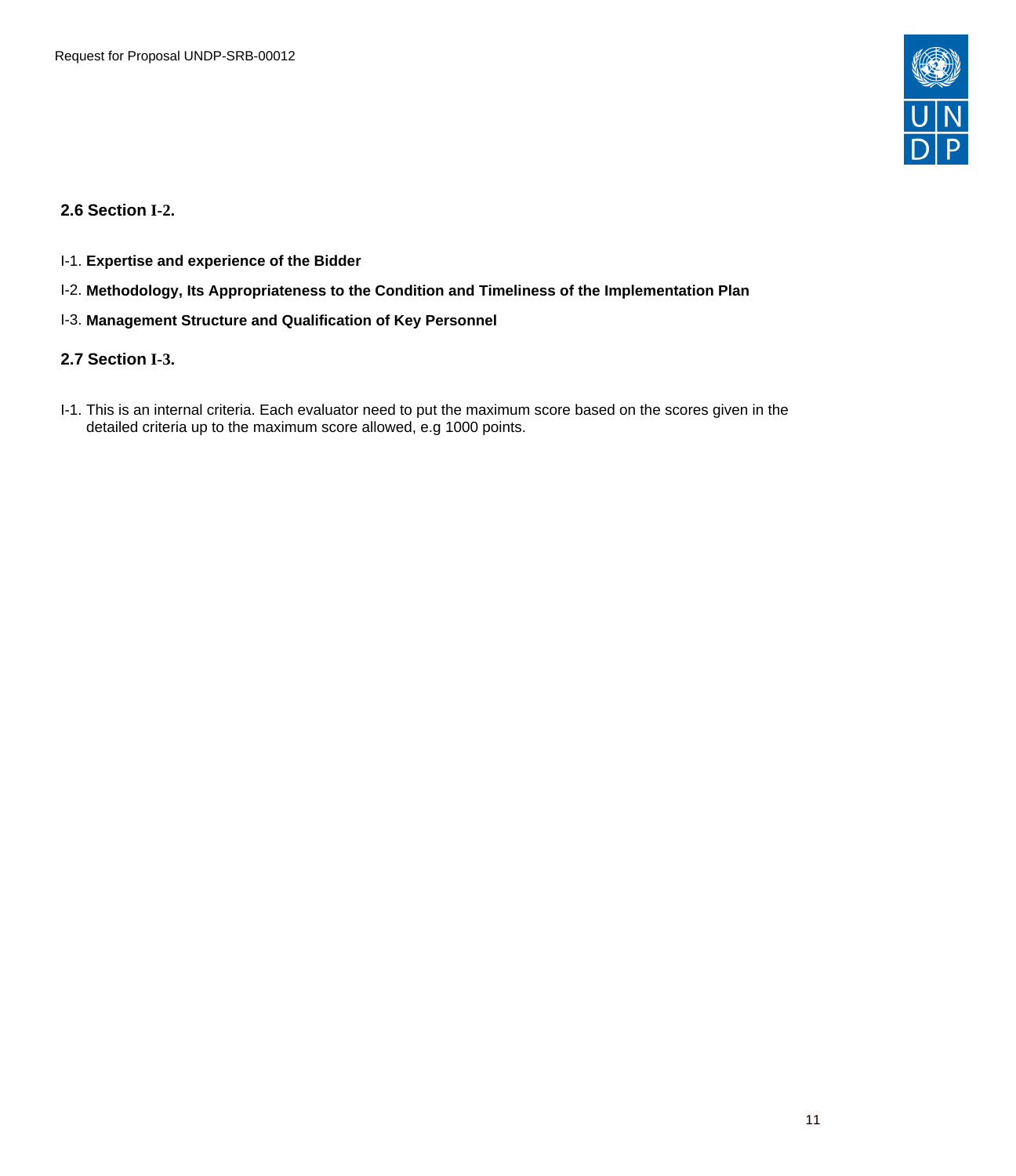## 2.6 Section I-2.

I-1. **Expertise and experience of the Bidder**

I-2. **Methodology, Its Appropriateness to the Condition and Timeliness of the Implementation Plan**

I-3. **Management Structure and Qualification of Key Personnel**

## 2.7 Section I-3.

I-1. This is an internal criteria. Each evaluator need to put the maximum score based on the scores given in the detailed criteria up to the maximum score allowed, e.g 1000 points.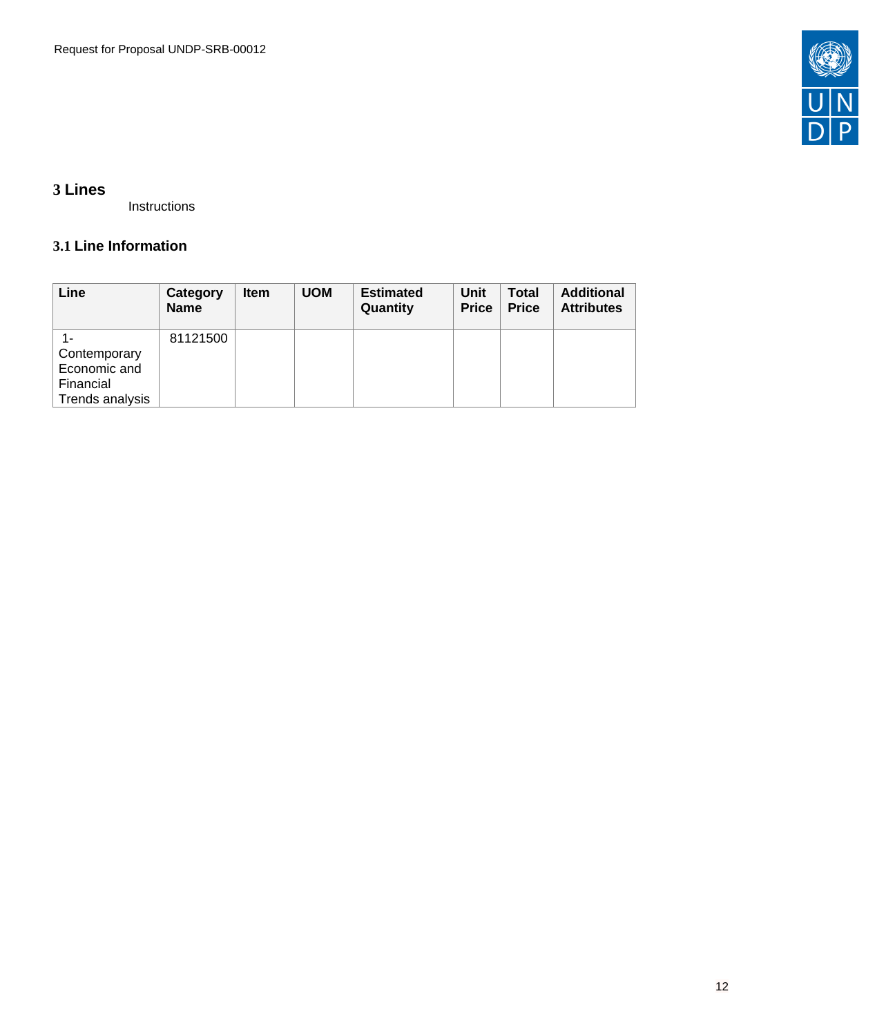## 3 Lines

Instructions

### 3.1 Line Information

| Line | Category Name | Item | UOM | Estimated Quantity | Unit Price | Total Price | Additional Attributes |
|---|---|---|---|---|---|---|---|
| 1- Contemporary Economic and Financial Trends analysis | 81121500 | | | | | | |